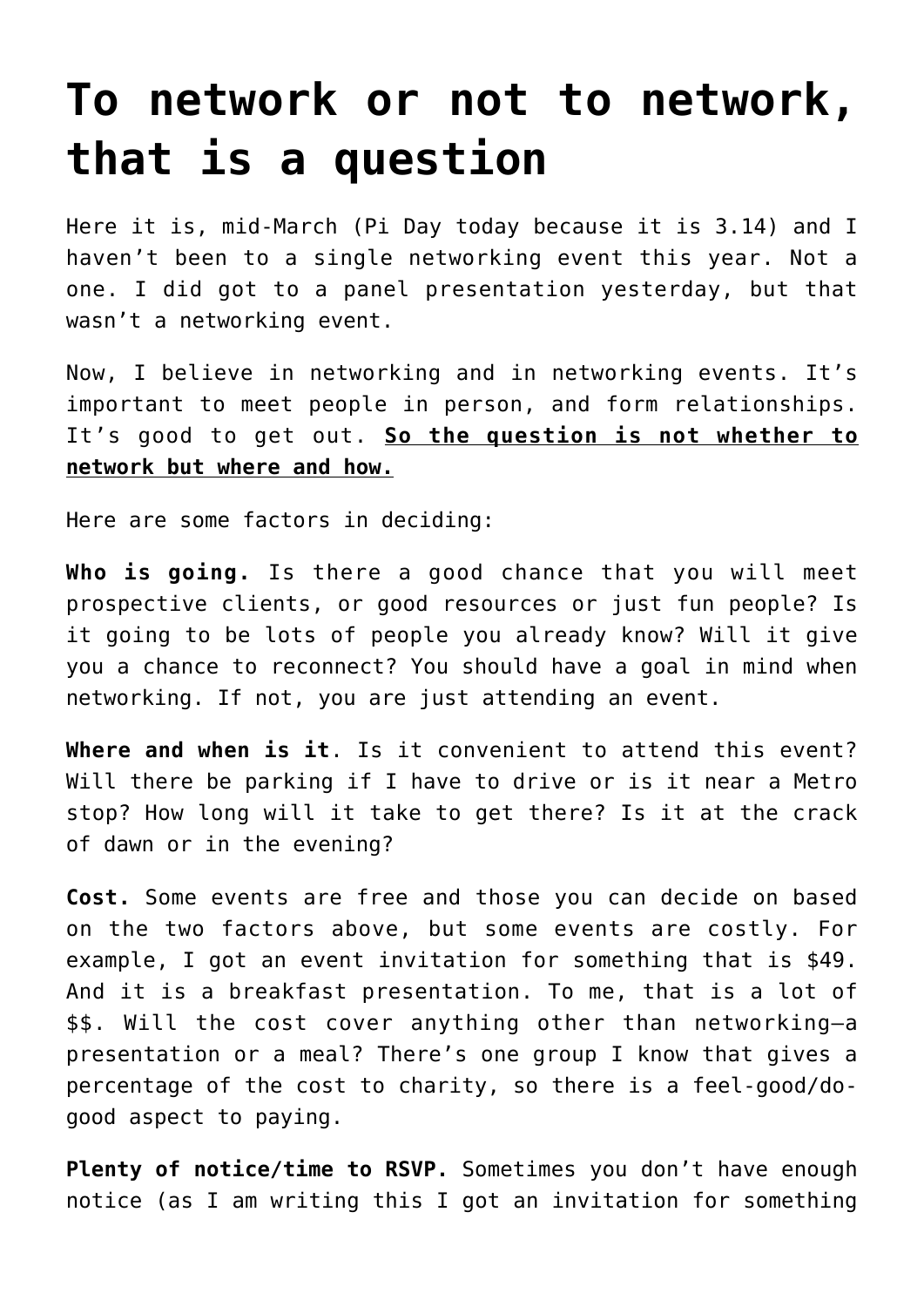# To network or not to network, that is a question

Here it is, mid-March (Pi Day today because it is 3.14) and I haven't been to a single networking event this year. Not a one. I did got to a panel presentation yesterday, but that wasn't a networking event.

Now, I believe in networking and in networking events. It's important to meet people in person, and form relationships. It's good to get out. **<u>So the question is not whether to network but where and how.</u>**

Here are some factors in deciding:

**Who is going.** Is there a good chance that you will meet prospective clients, or good resources or just fun people? Is it going to be lots of people you already know? Will it give you a chance to reconnect? You should have a goal in mind when networking. If not, you are just attending an event.

**Where and when is it**. Is it convenient to attend this event? Will there be parking if I have to drive or is it near a Metro stop? How long will it take to get there? Is it at the crack of dawn or in the evening?

**Cost.** Some events are free and those you can decide on based on the two factors above, but some events are costly. For example, I got an event invitation for something that is $49. And it is a breakfast presentation. To me, that is a lot of $$. Will the cost cover anything other than networking—a presentation or a meal? There's one group I know that gives a percentage of the cost to charity, so there is a feel-good/do-good aspect to paying.

**Plenty of notice/time to RSVP.** Sometimes you don't have enough notice (as I am writing this I got an invitation for something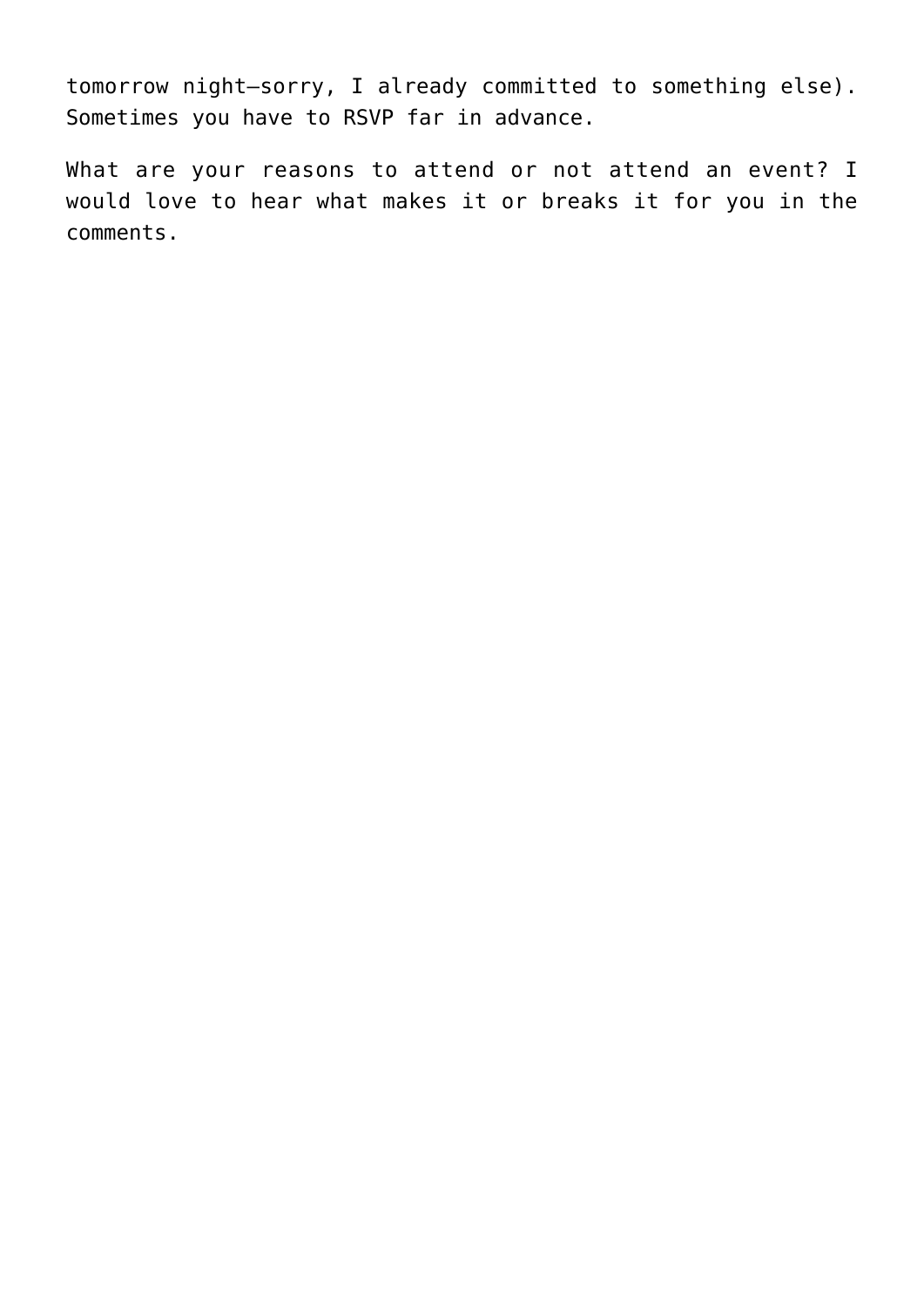tomorrow night—sorry, I already committed to something else). Sometimes you have to RSVP far in advance.

What are your reasons to attend or not attend an event? I would love to hear what makes it or breaks it for you in the comments.